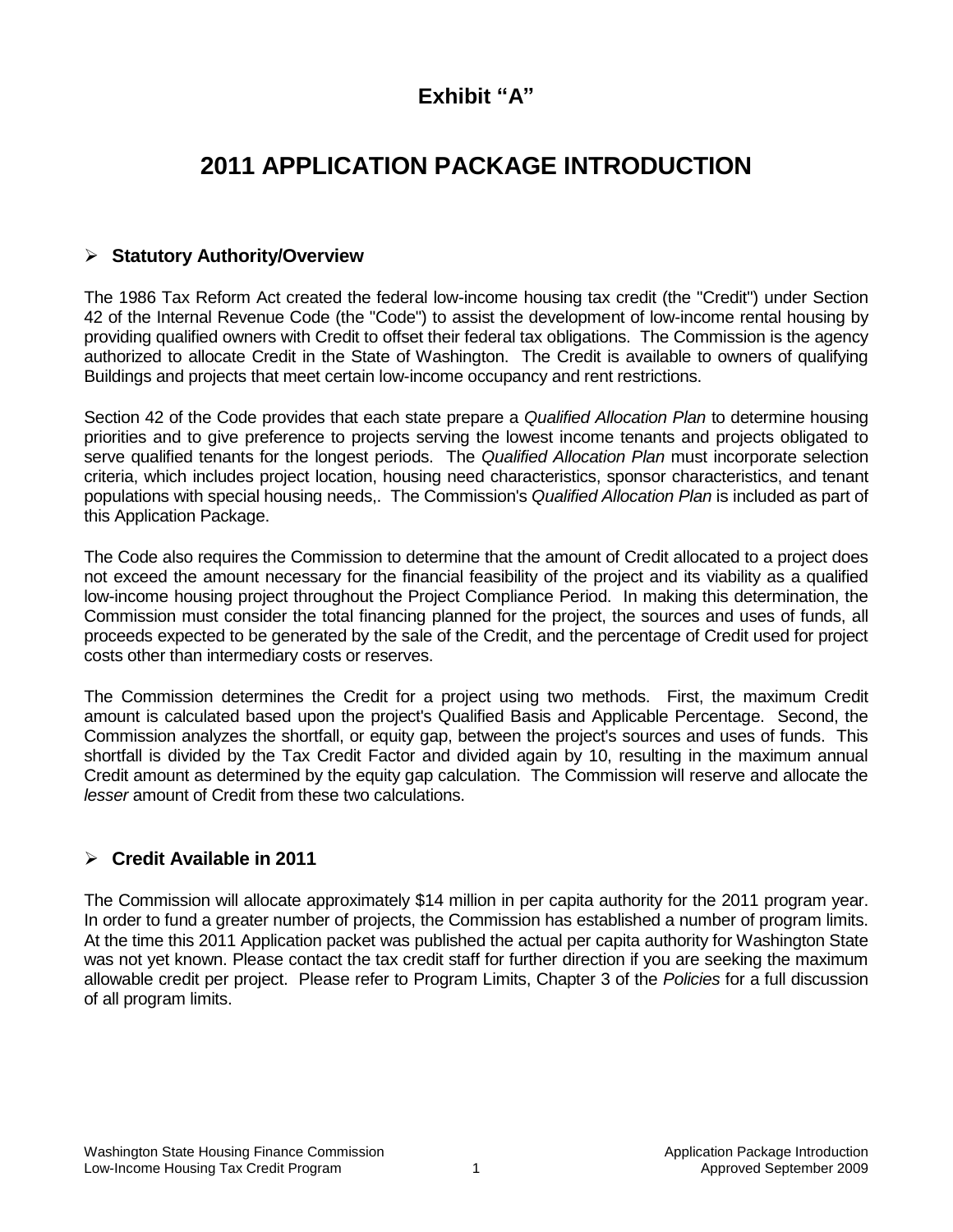# Exhibit “A”

# 2011 APPLICATION PACKAGE INTRODUCTION

## ➢ Statutory Authority/Overview

The 1986 Tax Reform Act created the federal low-income housing tax credit (the "Credit") under Section 42 of the Internal Revenue Code (the "Code") to assist the development of low-income rental housing by providing qualified owners with Credit to offset their federal tax obligations. The Commission is the agency authorized to allocate Credit in the State of Washington. The Credit is available to owners of qualifying Buildings and projects that meet certain low-income occupancy and rent restrictions.

Section 42 of the Code provides that each state prepare a *Qualified Allocation Plan* to determine housing priorities and to give preference to projects serving the lowest income tenants and projects obligated to serve qualified tenants for the longest periods. The *Qualified Allocation Plan* must incorporate selection criteria, which includes project location, housing need characteristics, sponsor characteristics, and tenant populations with special housing needs,. The Commission's *Qualified Allocation Plan* is included as part of this Application Package.

The Code also requires the Commission to determine that the amount of Credit allocated to a project does not exceed the amount necessary for the financial feasibility of the project and its viability as a qualified low-income housing project throughout the Project Compliance Period. In making this determination, the Commission must consider the total financing planned for the project, the sources and uses of funds, all proceeds expected to be generated by the sale of the Credit, and the percentage of Credit used for project costs other than intermediary costs or reserves.

The Commission determines the Credit for a project using two methods. First, the maximum Credit amount is calculated based upon the project's Qualified Basis and Applicable Percentage. Second, the Commission analyzes the shortfall, or equity gap, between the project's sources and uses of funds. This shortfall is divided by the Tax Credit Factor and divided again by 10, resulting in the maximum annual Credit amount as determined by the equity gap calculation. The Commission will reserve and allocate the *lesser* amount of Credit from these two calculations.

## ➢ Credit Available in 2011

The Commission will allocate approximately $14 million in per capita authority for the 2011 program year. In order to fund a greater number of projects, the Commission has established a number of program limits. At the time this 2011 Application packet was published the actual per capita authority for Washington State was not yet known. Please contact the tax credit staff for further direction if you are seeking the maximum allowable credit per project. Please refer to Program Limits, Chapter 3 of the *Policies* for a full discussion of all program limits.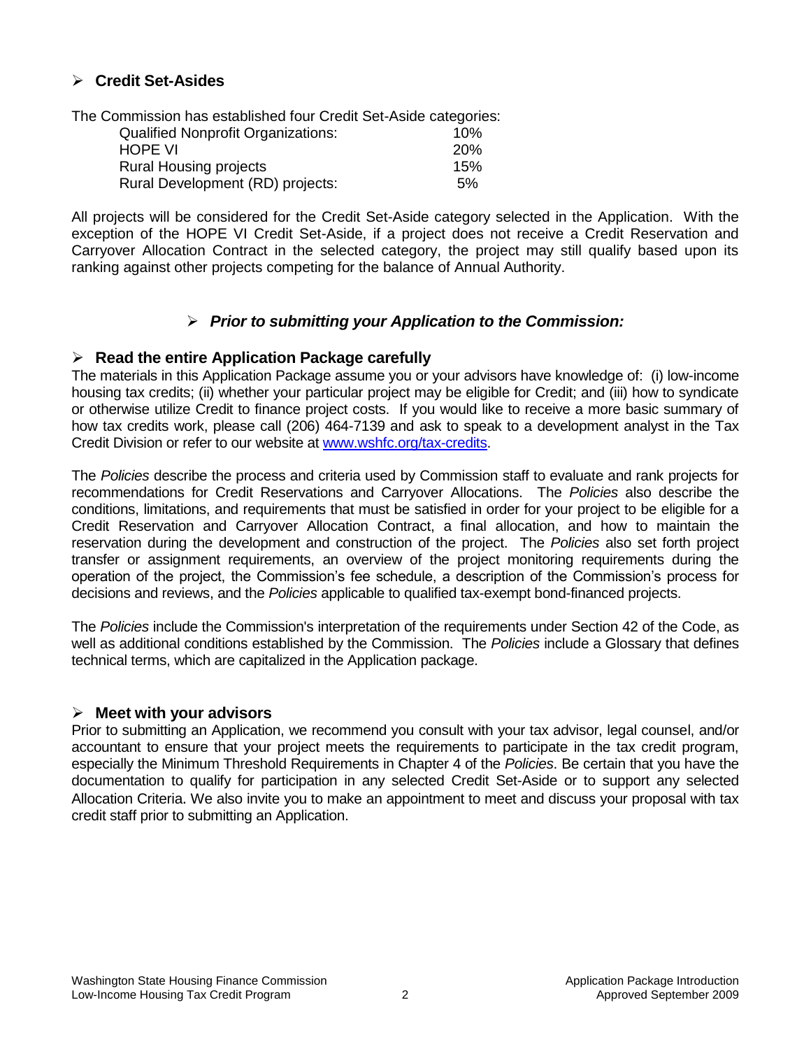## ➢ Credit Set-Asides

The Commission has established four Credit Set-Aside categories:

| | |
|---|---|
| Qualified Nonprofit Organizations: | 10% |
| HOPE VI | 20% |
| Rural Housing projects | 15% |
| Rural Development (RD) projects: | 5% |

All projects will be considered for the Credit Set-Aside category selected in the Application. With the exception of the HOPE VI Credit Set-Aside, if a project does not receive a Credit Reservation and Carryover Allocation Contract in the selected category, the project may still qualify based upon its ranking against other projects competing for the balance of Annual Authority.

## ➢ *Prior to submitting your Application to the Commission:*

## ➢ Read the entire Application Package carefully

The materials in this Application Package assume you or your advisors have knowledge of: (i) low-income housing tax credits; (ii) whether your particular project may be eligible for Credit; and (iii) how to syndicate or otherwise utilize Credit to finance project costs. If you would like to receive a more basic summary of how tax credits work, please call (206) 464-7139 and ask to speak to a development analyst in the Tax Credit Division or refer to our website at www.wshfc.org/tax-credits.

The *Policies* describe the process and criteria used by Commission staff to evaluate and rank projects for recommendations for Credit Reservations and Carryover Allocations. The *Policies* also describe the conditions, limitations, and requirements that must be satisfied in order for your project to be eligible for a Credit Reservation and Carryover Allocation Contract, a final allocation, and how to maintain the reservation during the development and construction of the project. The *Policies* also set forth project transfer or assignment requirements, an overview of the project monitoring requirements during the operation of the project, the Commission's fee schedule, a description of the Commission's process for decisions and reviews, and the *Policies* applicable to qualified tax-exempt bond-financed projects.

The *Policies* include the Commission's interpretation of the requirements under Section 42 of the Code, as well as additional conditions established by the Commission. The *Policies* include a Glossary that defines technical terms, which are capitalized in the Application package.

## ➢ Meet with your advisors

Prior to submitting an Application, we recommend you consult with your tax advisor, legal counsel, and/or accountant to ensure that your project meets the requirements to participate in the tax credit program, especially the Minimum Threshold Requirements in Chapter 4 of the *Policies*. Be certain that you have the documentation to qualify for participation in any selected Credit Set-Aside or to support any selected Allocation Criteria. We also invite you to make an appointment to meet and discuss your proposal with tax credit staff prior to submitting an Application.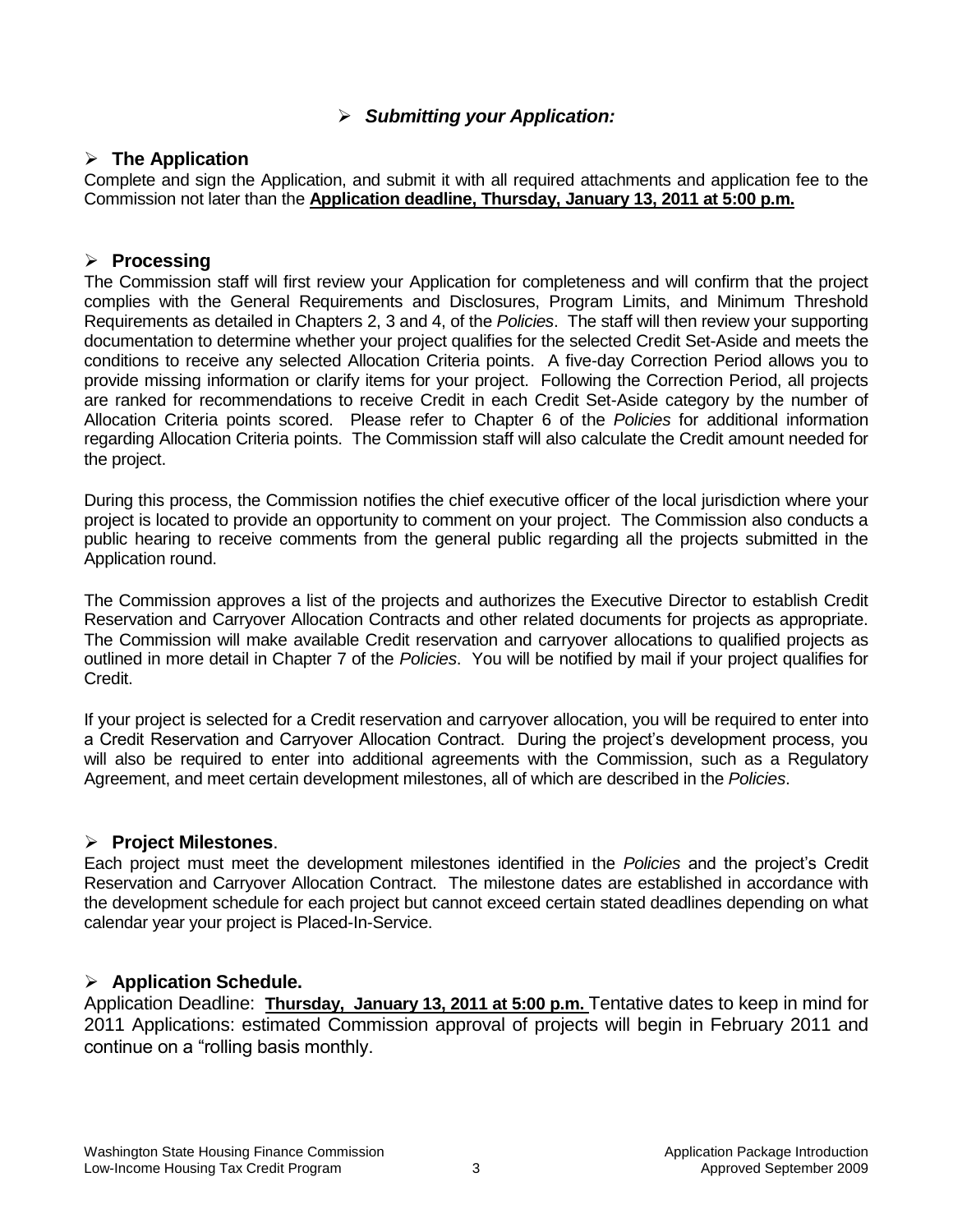## ➢ *Submitting your Application:*

### ➢ The Application

Complete and sign the Application, and submit it with all required attachments and application fee to the Commission not later than the **Application deadline, Thursday, January 13, 2011 at 5:00 p.m.**

### ➢ Processing

The Commission staff will first review your Application for completeness and will confirm that the project complies with the General Requirements and Disclosures, Program Limits, and Minimum Threshold Requirements as detailed in Chapters 2, 3 and 4, of the *Policies*. The staff will then review your supporting documentation to determine whether your project qualifies for the selected Credit Set-Aside and meets the conditions to receive any selected Allocation Criteria points. A five-day Correction Period allows you to provide missing information or clarify items for your project. Following the Correction Period, all projects are ranked for recommendations to receive Credit in each Credit Set-Aside category by the number of Allocation Criteria points scored. Please refer to Chapter 6 of the *Policies* for additional information regarding Allocation Criteria points. The Commission staff will also calculate the Credit amount needed for the project.

During this process, the Commission notifies the chief executive officer of the local jurisdiction where your project is located to provide an opportunity to comment on your project. The Commission also conducts a public hearing to receive comments from the general public regarding all the projects submitted in the Application round.

The Commission approves a list of the projects and authorizes the Executive Director to establish Credit Reservation and Carryover Allocation Contracts and other related documents for projects as appropriate. The Commission will make available Credit reservation and carryover allocations to qualified projects as outlined in more detail in Chapter 7 of the *Policies*. You will be notified by mail if your project qualifies for Credit.

If your project is selected for a Credit reservation and carryover allocation, you will be required to enter into a Credit Reservation and Carryover Allocation Contract. During the project's development process, you will also be required to enter into additional agreements with the Commission, such as a Regulatory Agreement, and meet certain development milestones, all of which are described in the *Policies*.

### ➢ Project Milestones.

Each project must meet the development milestones identified in the *Policies* and the project's Credit Reservation and Carryover Allocation Contract. The milestone dates are established in accordance with the development schedule for each project but cannot exceed certain stated deadlines depending on what calendar year your project is Placed-In-Service.

### ➢ Application Schedule.

Application Deadline: **Thursday, January 13, 2011 at 5:00 p.m.** Tentative dates to keep in mind for 2011 Applications: estimated Commission approval of projects will begin in February 2011 and continue on a "rolling basis monthly.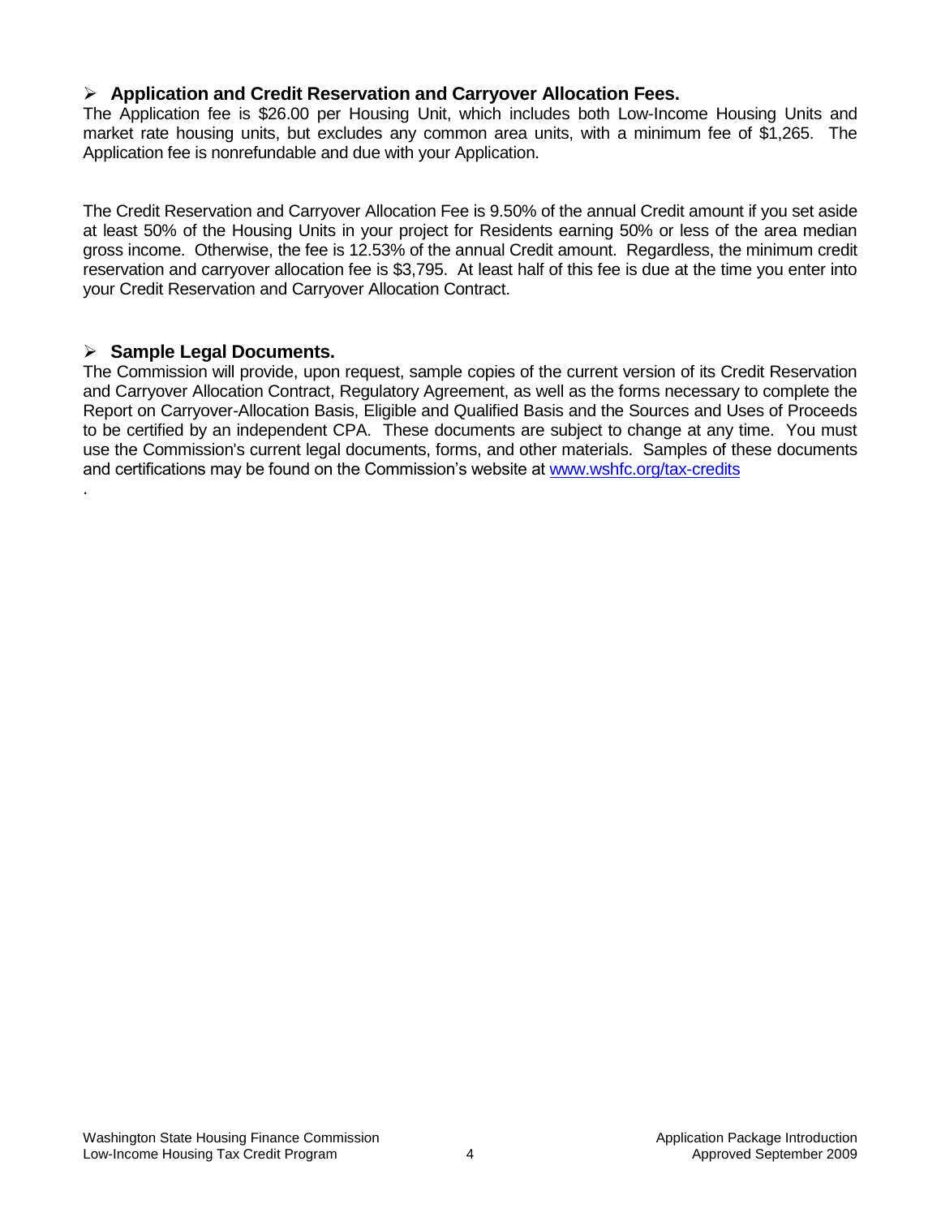- **Application and Credit Reservation and Carryover Allocation Fees.**

The Application fee is $26.00 per Housing Unit, which includes both Low-Income Housing Units and market rate housing units, but excludes any common area units, with a minimum fee of $1,265. The Application fee is nonrefundable and due with your Application.

The Credit Reservation and Carryover Allocation Fee is 9.50% of the annual Credit amount if you set aside at least 50% of the Housing Units in your project for Residents earning 50% or less of the area median gross income. Otherwise, the fee is 12.53% of the annual Credit amount. Regardless, the minimum credit reservation and carryover allocation fee is $3,795. At least half of this fee is due at the time you enter into your Credit Reservation and Carryover Allocation Contract.

- **Sample Legal Documents.**

The Commission will provide, upon request, sample copies of the current version of its Credit Reservation and Carryover Allocation Contract, Regulatory Agreement, as well as the forms necessary to complete the Report on Carryover-Allocation Basis, Eligible and Qualified Basis and the Sources and Uses of Proceeds to be certified by an independent CPA. These documents are subject to change at any time. You must use the Commission's current legal documents, forms, and other materials. Samples of these documents and certifications may be found on the Commission's website at [www.wshfc.org/tax-credits](http://www.wshfc.org/tax-credits)

.